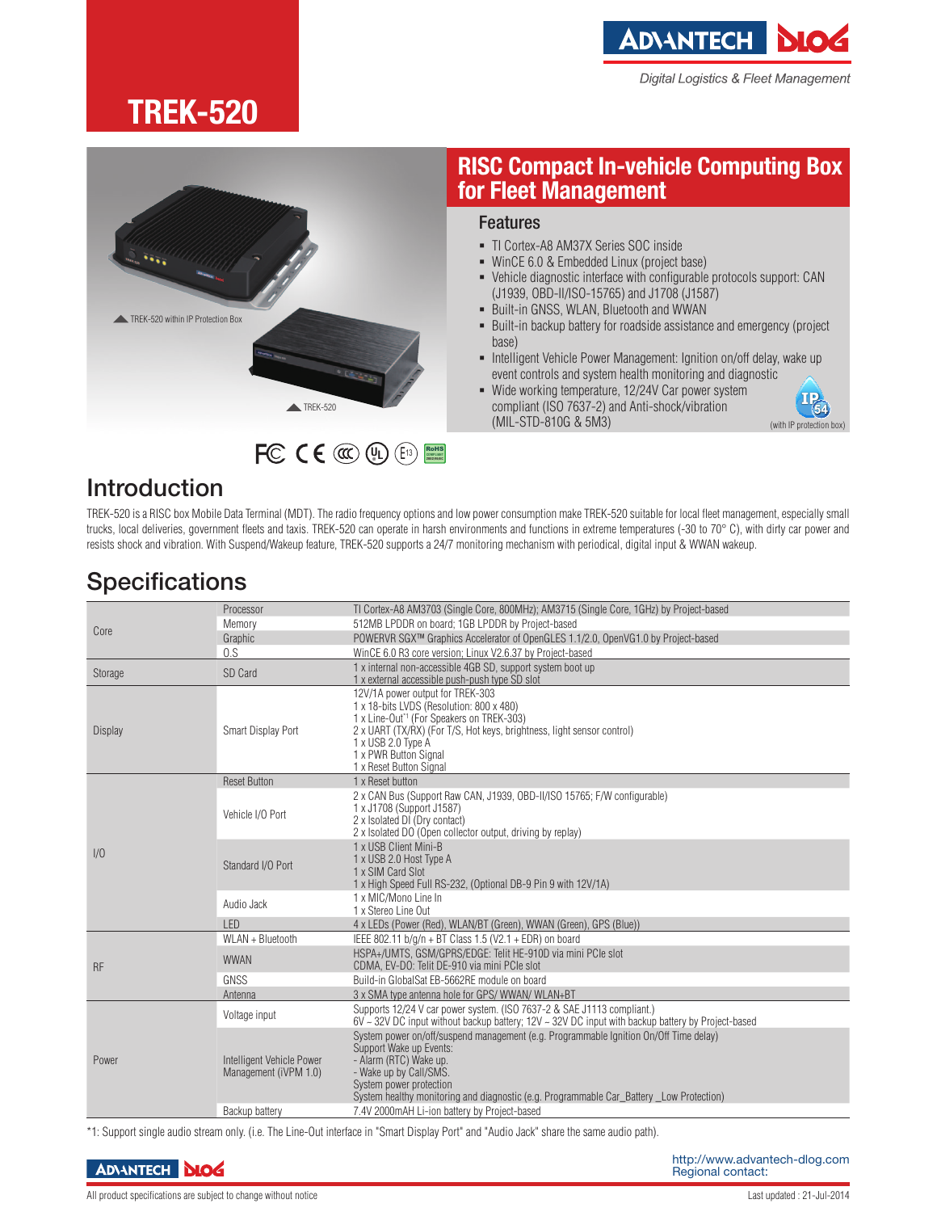# TREK-520

Digital Logistics & Fleet Management

## RISC Compact In-vehicle Computing Box for Fleet Management

### Features

- TI Cortex-A8 AM37X Series SOC inside
- WinCE 6.0 & Embedded Linux (project base)
- Vehicle diagnostic interface with configurable protocols support: CAN (J1939, OBD-II/ISO-15765) and J1708 (J1587)
- Built-in GNSS, WLAN, Bluetooth and WWAN
- Built-in backup battery for roadside assistance and emergency (project base)
- Intelligent Vehicle Power Management: Ignition on/off delay, wake up event controls and system health monitoring and diagnostic
- Wide working temperature, 12/24V Car power system compliant (ISO 7637-2) and Anti-shock/vibration (MIL-STD-810G & 5M3)

(with IP protection box)

TREK-520 within IP Protection Box

TREK-520

## Introduction

TREK-520 is a RISC box Mobile Data Terminal (MDT). The radio frequency options and low power consumption make TREK-520 suitable for local fleet management, especially small trucks, local deliveries, government fleets and taxis. TREK-520 can operate in harsh environments and functions in extreme temperatures (-30 to 70° C), with dirty car power and resists shock and vibration. With Suspend/Wakeup feature, TREK-520 supports a 24/7 monitoring mechanism with periodical, digital input & WWAN wakeup.

## Specifications

| | | |
|---|---|---|
| Core | Processor | TI Cortex-A8 AM3703 (Single Core, 800MHz); AM3715 (Single Core, 1GHz) by Project-based |
| | Memory | 512MB LPDDR on board; 1GB LPDDR by Project-based |
| | Graphic | POWERVR SGX™ Graphics Accelerator of OpenGLES 1.1/2.0, OpenVG1.0 by Project-based |
| | O.S | WinCE 6.0 R3 core version; Linux V2.6.37 by Project-based |
| Storage | SD Card | 1 x internal non-accessible 4GB SD, support system boot up<br>1 x external accessible push-push type SD slot |
| Display | Smart Display Port | 12V/1A power output for TREK-303<br>1 x 18-bits LVDS (Resolution: 800 x 480)<br>1 x Line-Out*1 (For Speakers on TREK-303)<br>2 x UART (TX/RX) (For T/S, Hot keys, brightness, light sensor control)<br>1 x USB 2.0 Type A<br>1 x PWR Button Signal<br>1 x Reset Button Signal |
| I/O | Reset Button | 1 x Reset button |
| | Vehicle I/O Port | 2 x CAN Bus (Support Raw CAN, J1939, OBD-II/ISO 15765; F/W configurable)<br>1 x J1708 (Support J1587)<br>2 x Isolated DI (Dry contact)<br>2 x Isolated DO (Open collector output, driving by replay) |
| | Standard I/O Port | 1 x USB Client Mini-B<br>1 x USB 2.0 Host Type A<br>1 x SIM Card Slot<br>1 x High Speed Full RS-232, (Optional DB-9 Pin 9 with 12V/1A) |
| | Audio Jack | 1 x MIC/Mono Line In<br>1 x Stereo Line Out |
| | LED | 4 x LEDs (Power (Red), WLAN/BT (Green), WWAN (Green), GPS (Blue)) |
| RF | WLAN + Bluetooth | IEEE 802.11 b/g/n + BT Class 1.5 (V2.1 + EDR) on board |
| | WWAN | HSPA+/UMTS, GSM/GPRS/EDGE: Telit HE-910D via mini PCIe slot<br>CDMA, EV-DO: Telit DE-910 via mini PCIe slot |
| | GNSS | Build-in GlobalSat EB-5662RE module on board |
| | Antenna | 3 x SMA type antenna hole for GPS/ WWAN/ WLAN+BT |
| Power | Voltage input | Supports 12/24 V car power system. (ISO 7637-2 & SAE J1113 compliant.)<br>6V – 32V DC input without backup battery; 12V – 32V DC input with backup battery by Project-based |
| | Intelligent Vehicle Power Management (iVPM 1.0) | System power on/off/suspend management (e.g. Programmable Ignition On/Off Time delay)<br>Support Wake up Events:<br>- Alarm (RTC) Wake up.<br>- Wake up by Call/SMS.<br>System power protection<br>System healthy monitoring and diagnostic (e.g. Programmable Car_Battery _Low Protection) |
| | Backup battery | 7.4V 2000mAH Li-ion battery by Project-based |

*1: Support single audio stream only. (i.e. The Line-Out interface in "Smart Display Port" and "Audio Jack" share the same audio path).

http://www.advantech-dlog.com
Regional contact:

All product specifications are subject to change without notice

Last updated : 21-Jul-2014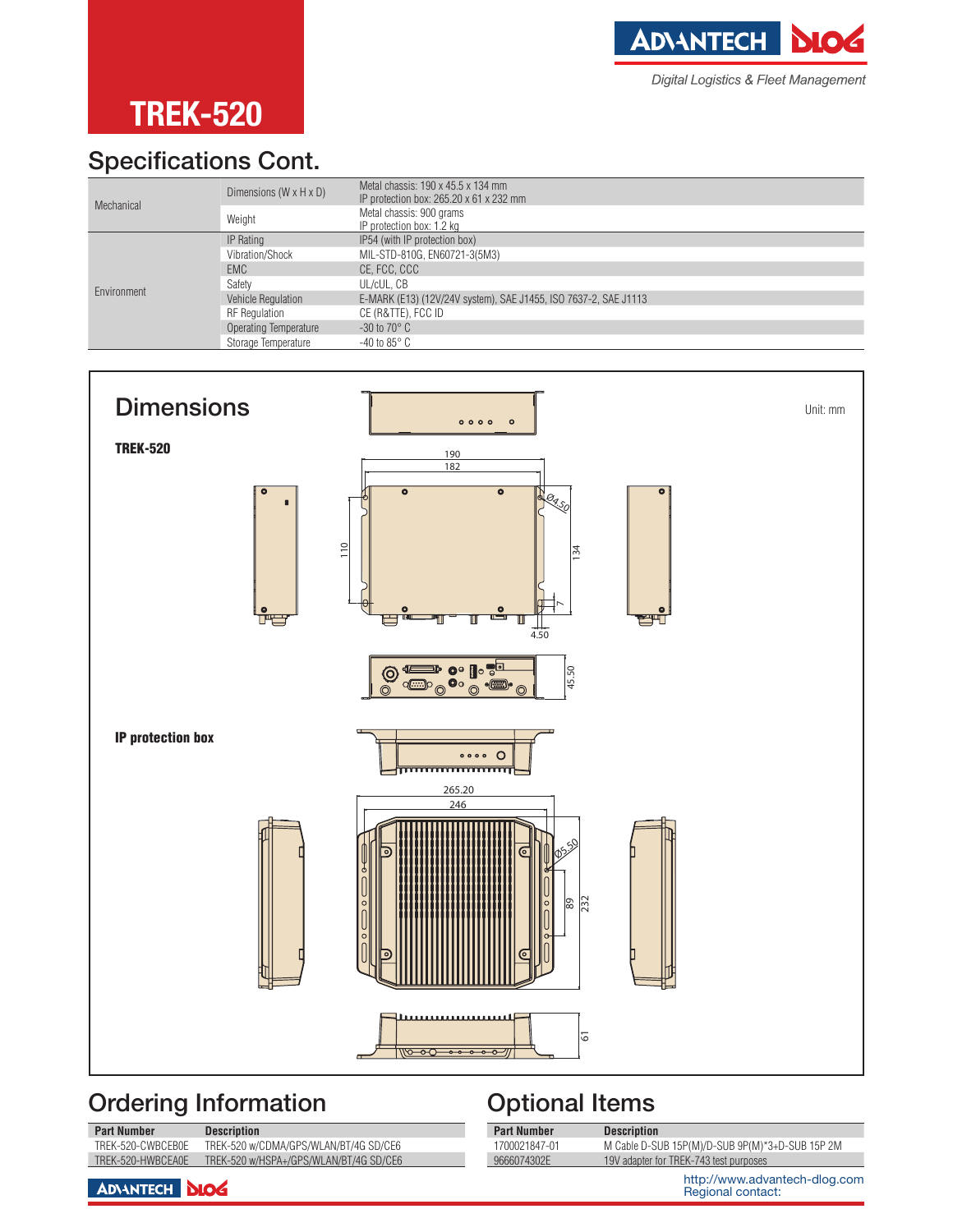# TREK-520

## Specifications Cont.

| | | |
|---|---|---|
| Mechanical | Dimensions (W x H x D) | Metal chassis: 190 x 45.5 x 134 mm<br>IP protection box: 265.20 x 61 x 232 mm |
| | Weight | Metal chassis: 900 grams<br>IP protection box: 1.2 kg |
| Environment | IP Rating | IP54 (with IP protection box) |
| | Vibration/Shock | MIL-STD-810G, EN60721-3(5M3) |
| | EMC | CE, FCC, CCC |
| | Safety | UL/cUL, CB |
| | Vehicle Regulation | E-MARK (E13) (12V/24V system), SAE J1455, ISO 7637-2, SAE J1113 |
| | RF Regulation | CE (R&TTE), FCC ID |
| | Operating Temperature | -30 to 70° C |
| | Storage Temperature | -40 to 85° C |

## Dimensions

Unit: mm

**TREK-520**

190
182
Ø4.50
110
134
7
4.50
45.50

**IP protection box**

265.20
246
Ø5.50
89
232
61

## Ordering Information

| Part Number | Description |
|---|---|
| TREK-520-CWBCEB0E | TREK-520 w/CDMA/GPS/WLAN/BT/4G SD/CE6 |
| TREK-520-HWBCEA0E | TREK-520 w/HSPA+/GPS/WLAN/BT/4G SD/CE6 |

## Optional Items

| Part Number | Description |
|---|---|
| 1700021847-01 | M Cable D-SUB 15P(M)/D-SUB 9P(M)*3+D-SUB 15P 2M |
| 9666074302E | 19V adapter for TREK-743 test purposes |

http://www.advantech-dlog.com
Regional contact: